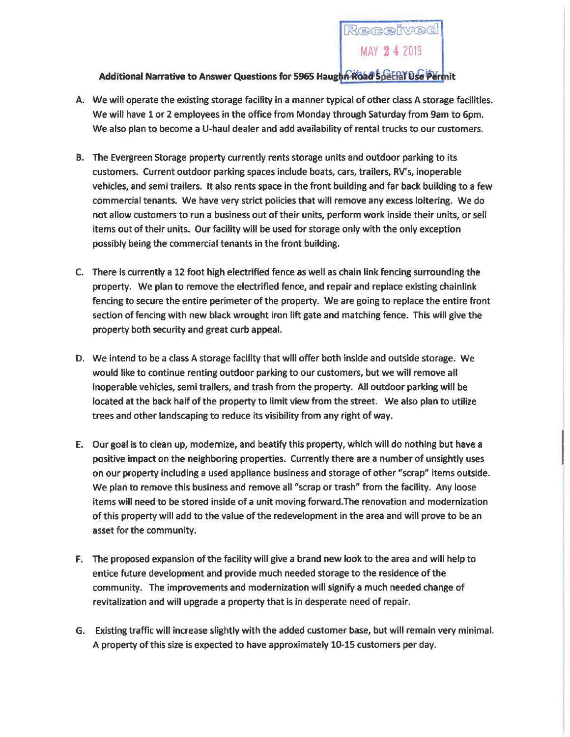Received
MAY 24 2019
City of Grove City

**Additional Narrative to Answer Questions for 5965 Haughn Road Special Use Permit**

A. We will operate the existing storage facility in a manner typical of other class A storage facilities. We will have 1 or 2 employees in the office from Monday through Saturday from 9am to 6pm. We also plan to become a U-haul dealer and add availability of rental trucks to our customers.

B. The Evergreen Storage property currently rents storage units and outdoor parking to its customers. Current outdoor parking spaces include boats, cars, trailers, RV's, inoperable vehicles, and semi trailers. It also rents space in the front building and far back building to a few commercial tenants. We have very strict policies that will remove any excess loitering. We do not allow customers to run a business out of their units, perform work inside their units, or sell items out of their units. Our facility will be used for storage only with the only exception possibly being the commercial tenants in the front building.

C. There is currently a 12 foot high electrified fence as well as chain link fencing surrounding the property. We plan to remove the electrified fence, and repair and replace existing chainlink fencing to secure the entire perimeter of the property. We are going to replace the entire front section of fencing with new black wrought iron lift gate and matching fence. This will give the property both security and great curb appeal.

D. We intend to be a class A storage facility that will offer both inside and outside storage. We would like to continue renting outdoor parking to our customers, but we will remove all inoperable vehicles, semi trailers, and trash from the property. All outdoor parking will be located at the back half of the property to limit view from the street. We also plan to utilize trees and other landscaping to reduce its visibility from any right of way.

E. Our goal is to clean up, modernize, and beatify this property, which will do nothing but have a positive impact on the neighboring properties. Currently there are a number of unsightly uses on our property including a used appliance business and storage of other "scrap" items outside. We plan to remove this business and remove all "scrap or trash" from the facility. Any loose items will need to be stored inside of a unit moving forward.The renovation and modernization of this property will add to the value of the redevelopment in the area and will prove to be an asset for the community.

F. The proposed expansion of the facility will give a brand new look to the area and will help to entice future development and provide much needed storage to the residence of the community. The improvements and modernization will signify a much needed change of revitalization and will upgrade a property that is in desperate need of repair.

G. Existing traffic will increase slightly with the added customer base, but will remain very minimal. A property of this size is expected to have approximately 10-15 customers per day.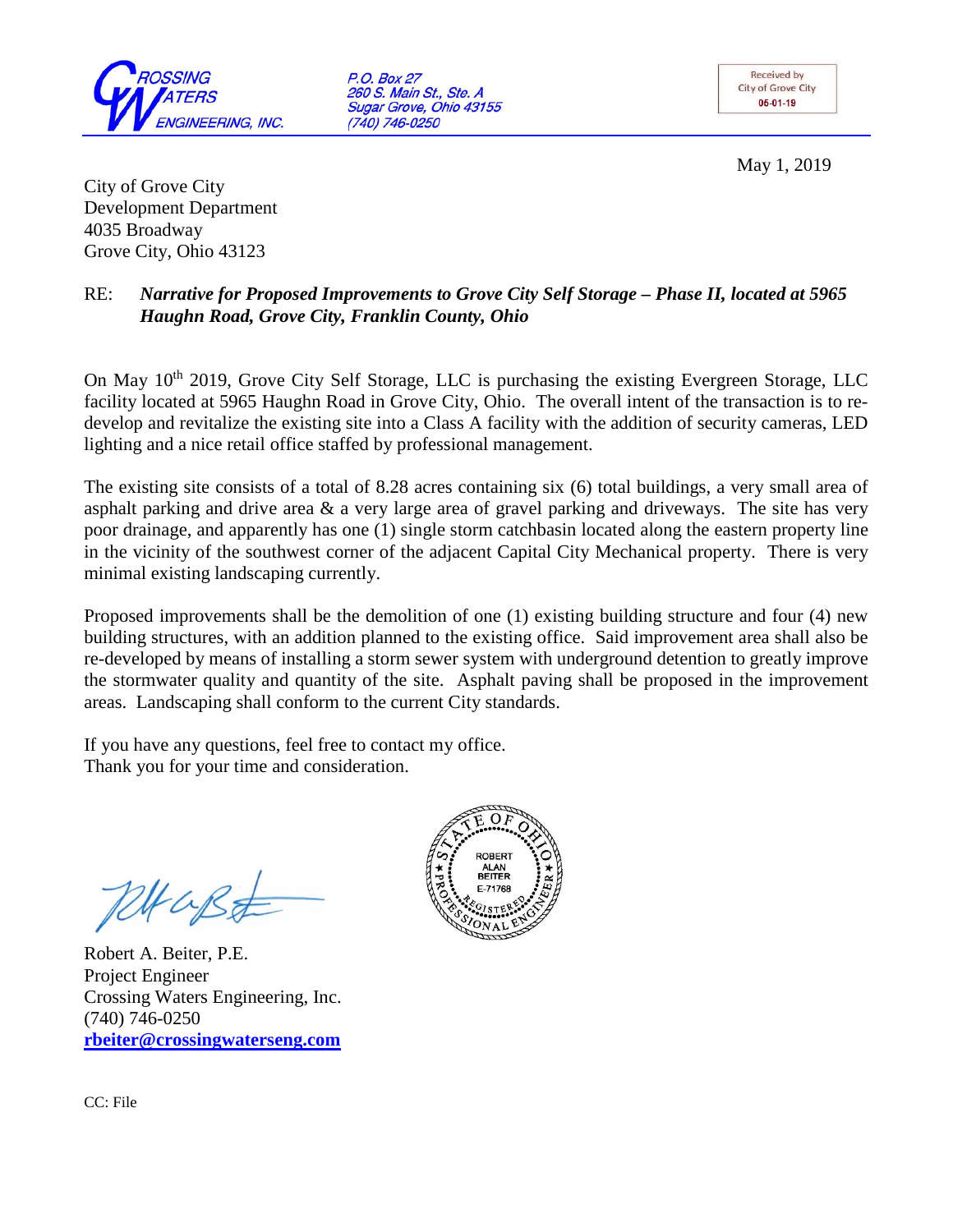CROSSING WATERS ENGINEERING, INC.

P.O. Box 27
260 S. Main St., Ste. A
Sugar Grove, Ohio 43155
(740) 746-0250

Received by
City of Grove City
05-01-19

May 1, 2019

City of Grove City
Development Department
4035 Broadway
Grove City, Ohio 43123

RE: ***Narrative for Proposed Improvements to Grove City Self Storage – Phase II, located at 5965 Haughn Road, Grove City, Franklin County, Ohio***

On May 10th 2019, Grove City Self Storage, LLC is purchasing the existing Evergreen Storage, LLC facility located at 5965 Haughn Road in Grove City, Ohio. The overall intent of the transaction is to re-develop and revitalize the existing site into a Class A facility with the addition of security cameras, LED lighting and a nice retail office staffed by professional management.

The existing site consists of a total of 8.28 acres containing six (6) total buildings, a very small area of asphalt parking and drive area & a very large area of gravel parking and driveways. The site has very poor drainage, and apparently has one (1) single storm catchbasin located along the eastern property line in the vicinity of the southwest corner of the adjacent Capital City Mechanical property. There is very minimal existing landscaping currently.

Proposed improvements shall be the demolition of one (1) existing building structure and four (4) new building structures, with an addition planned to the existing office. Said improvement area shall also be re-developed by means of installing a storm sewer system with underground detention to greatly improve the stormwater quality and quantity of the site. Asphalt paving shall be proposed in the improvement areas. Landscaping shall conform to the current City standards.

If you have any questions, feel free to contact my office.
Thank you for your time and consideration.

STATE OF OHIO — ROBERT ALAN BEITER — E-71768 — REGISTERED PROFESSIONAL ENGINEER

Robert A. Beiter, P.E.
Project Engineer
Crossing Waters Engineering, Inc.
(740) 746-0250
**rbeiter@crossingwaterseng.com**

CC: File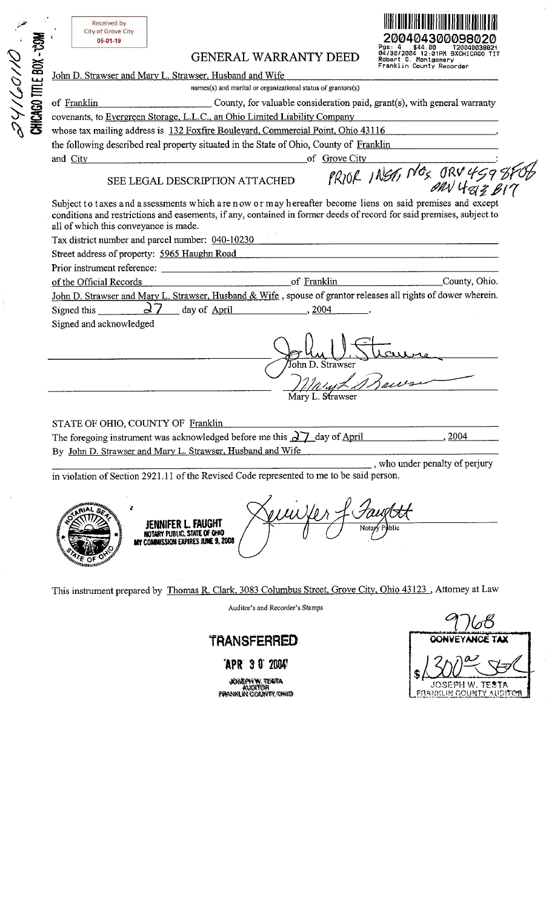Received by
City of Grove City
05-01-19

24160110

CHICAGO TITLE BOX - COM

200404300098020
Pgs: 4 $44.00 T20040038821
04/30/2004 12:01PM BXCHICAGO TIT
Robert G. Montgomery
Franklin County Recorder

# GENERAL WARRANTY DEED

John D. Strawser and Mary L. Strawser, Husband and Wife

names(s) and marital or organizational status of grantors(s)

of Franklin County, for valuable consideration paid, grant(s), with general warranty covenants, to Evergreen Storage, L.L.C., an Ohio Limited Liability Company whose tax mailing address is 132 Foxfire Boulevard, Commercial Point, Ohio 43116 , the following described real property situated in the State of Ohio, County of Franklin and City of Grove City :

SEE LEGAL DESCRIPTION ATTACHED

PRIOR INST. NOS. ORV 4598F08 ORV 4812 B17

Subject to taxes and assessments which are now or may hereafter become liens on said premises and except conditions and restrictions and easements, if any, contained in former deeds of record for said premises, subject to all of which this conveyance is made.

Tax district number and parcel number: 040-10230

Street address of property: 5965 Haughn Road

Prior instrument reference:

of the Official Records of Franklin County, Ohio.

John D. Strawser and Mary L. Strawser, Husband & Wife , spouse of grantor releases all rights of dower wherein.

Signed this 27 day of April , 2004 .

Signed and acknowledged

John D. Strawser

Mary L. Strawser

STATE OF OHIO, COUNTY OF Franklin

The foregoing instrument was acknowledged before me this 27 day of April , 2004

By John D. Strawser and Mary L. Strawser, Husband and Wife

, who under penalty of perjury in violation of Section 2921.11 of the Revised Code represented to me to be said person.

JENNIFER L. FAUGHT
NOTARY PUBLIC, STATE OF OHIO
MY COMMISSION EXPIRES JUNE 9, 2008

Notary Public

This instrument prepared by Thomas R. Clark, 3083 Columbus Street, Grove City, Ohio 43123 , Attorney at Law

Auditor's and Recorder's Stamps

TRANSFERRED
APR 30 2004
JOSEPH W. TESTA
AUDITOR
FRANKLIN COUNTY, OHIO

9768
CONVEYANCE TAX
$1300.00
JOSEPH W. TESTA
FRANKLIN COUNTY AUDITOR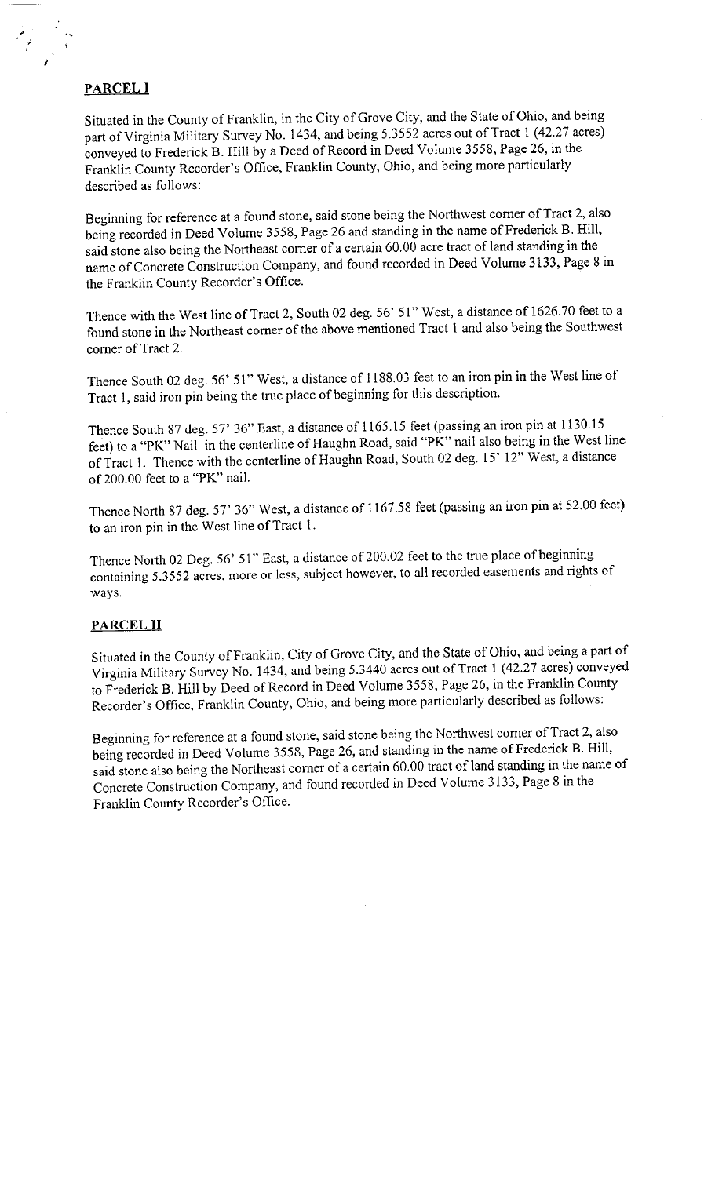## PARCEL I

Situated in the County of Franklin, in the City of Grove City, and the State of Ohio, and being part of Virginia Military Survey No. 1434, and being 5.3552 acres out of Tract 1 (42.27 acres) conveyed to Frederick B. Hill by a Deed of Record in Deed Volume 3558, Page 26, in the Franklin County Recorder's Office, Franklin County, Ohio, and being more particularly described as follows:

Beginning for reference at a found stone, said stone being the Northwest corner of Tract 2, also being recorded in Deed Volume 3558, Page 26 and standing in the name of Frederick B. Hill, said stone also being the Northeast corner of a certain 60.00 acre tract of land standing in the name of Concrete Construction Company, and found recorded in Deed Volume 3133, Page 8 in the Franklin County Recorder's Office.

Thence with the West line of Tract 2, South 02 deg. 56' 51" West, a distance of 1626.70 feet to a found stone in the Northeast corner of the above mentioned Tract 1 and also being the Southwest corner of Tract 2.

Thence South 02 deg. 56' 51" West, a distance of 1188.03 feet to an iron pin in the West line of Tract 1, said iron pin being the true place of beginning for this description.

Thence South 87 deg. 57' 36" East, a distance of 1165.15 feet (passing an iron pin at 1130.15 feet) to a "PK" Nail in the centerline of Haughn Road, said "PK" nail also being in the West line of Tract 1. Thence with the centerline of Haughn Road, South 02 deg. 15' 12" West, a distance of 200.00 feet to a "PK" nail.

Thence North 87 deg. 57' 36" West, a distance of 1167.58 feet (passing an iron pin at 52.00 feet) to an iron pin in the West line of Tract 1.

Thence North 02 Deg. 56' 51" East, a distance of 200.02 feet to the true place of beginning containing 5.3552 acres, more or less, subject however, to all recorded easements and rights of ways.

## PARCEL II

Situated in the County of Franklin, City of Grove City, and the State of Ohio, and being a part of Virginia Military Survey No. 1434, and being 5.3440 acres out of Tract 1 (42.27 acres) conveyed to Frederick B. Hill by Deed of Record in Deed Volume 3558, Page 26, in the Franklin County Recorder's Office, Franklin County, Ohio, and being more particularly described as follows:

Beginning for reference at a found stone, said stone being the Northwest corner of Tract 2, also being recorded in Deed Volume 3558, Page 26, and standing in the name of Frederick B. Hill, said stone also being the Northeast corner of a certain 60.00 tract of land standing in the name of Concrete Construction Company, and found recorded in Deed Volume 3133, Page 8 in the Franklin County Recorder's Office.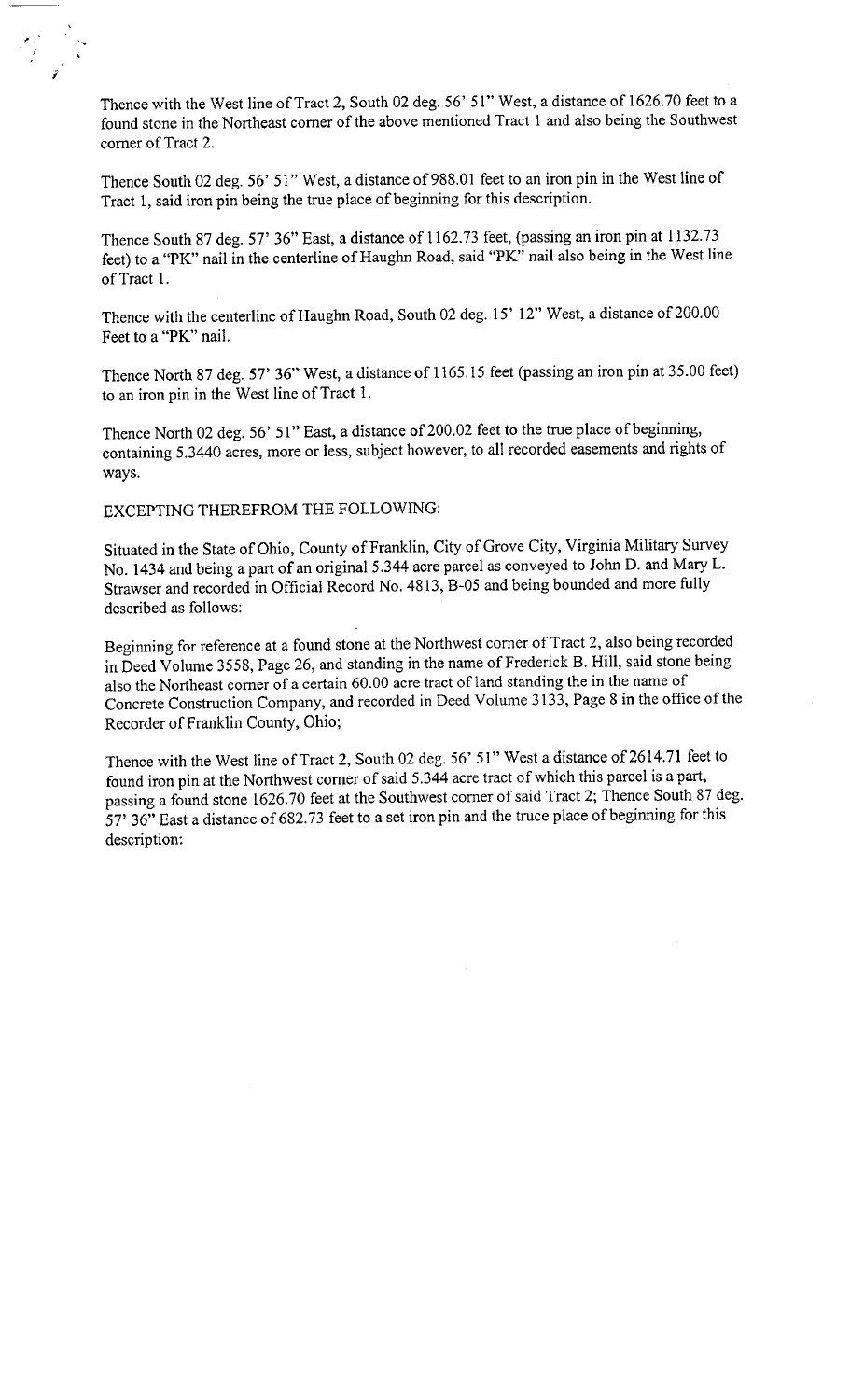Thence with the West line of Tract 2, South 02 deg. 56' 51" West, a distance of 1626.70 feet to a found stone in the Northeast corner of the above mentioned Tract 1 and also being the Southwest corner of Tract 2.

Thence South 02 deg. 56' 51" West, a distance of 988.01 feet to an iron pin in the West line of Tract 1, said iron pin being the true place of beginning for this description.

Thence South 87 deg. 57' 36" East, a distance of 1162.73 feet, (passing an iron pin at 1132.73 feet) to a "PK" nail in the centerline of Haughn Road, said "PK" nail also being in the West line of Tract 1.

Thence with the centerline of Haughn Road, South 02 deg. 15' 12" West, a distance of 200.00 Feet to a "PK" nail.

Thence North 87 deg. 57' 36" West, a distance of 1165.15 feet (passing an iron pin at 35.00 feet) to an iron pin in the West line of Tract 1.

Thence North 02 deg. 56' 51" East, a distance of 200.02 feet to the true place of beginning, containing 5.3440 acres, more or less, subject however, to all recorded easements and rights of ways.

EXCEPTING THEREFROM THE FOLLOWING:

Situated in the State of Ohio, County of Franklin, City of Grove City, Virginia Military Survey No. 1434 and being a part of an original 5.344 acre parcel as conveyed to John D. and Mary L. Strawser and recorded in Official Record No. 4813, B-05 and being bounded and more fully described as follows:

Beginning for reference at a found stone at the Northwest corner of Tract 2, also being recorded in Deed Volume 3558, Page 26, and standing in the name of Frederick B. Hill, said stone being also the Northeast corner of a certain 60.00 acre tract of land standing the in the name of Concrete Construction Company, and recorded in Deed Volume 3133, Page 8 in the office of the Recorder of Franklin County, Ohio;

Thence with the West line of Tract 2, South 02 deg. 56' 51" West a distance of 2614.71 feet to found iron pin at the Northwest corner of said 5.344 acre tract of which this parcel is a part, passing a found stone 1626.70 feet at the Southwest corner of said Tract 2; Thence South 87 deg. 57' 36" East a distance of 682.73 feet to a set iron pin and the truce place of beginning for this description: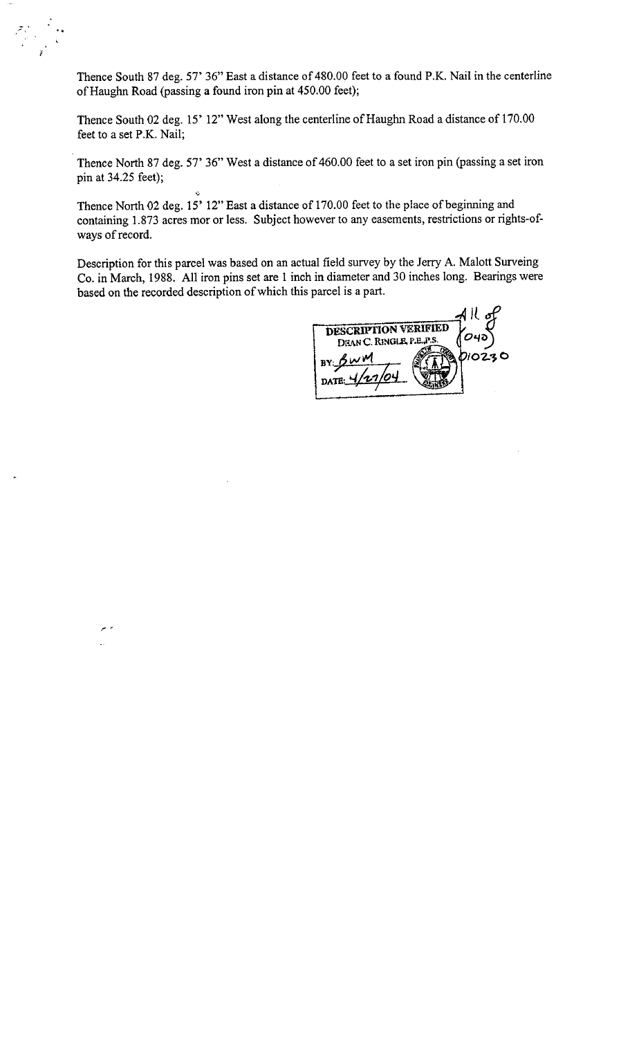Thence South 87 deg. 57' 36" East a distance of 480.00 feet to a found P.K. Nail in the centerline of Haughn Road (passing a found iron pin at 450.00 feet);

Thence South 02 deg. 15' 12" West along the centerline of Haughn Road a distance of 170.00 feet to a set P.K. Nail;

Thence North 87 deg. 57' 36" West a distance of 460.00 feet to a set iron pin (passing a set iron pin at 34.25 feet);

Thence North 02 deg. 15' 12" East a distance of 170.00 feet to the place of beginning and containing 1.873 acres mor or less. Subject however to any easements, restrictions or rights-of-ways of record.

Description for this parcel was based on an actual field survey by the Jerry A. Malott Surveing Co. in March, 1988. All iron pins set are 1 inch in diameter and 30 inches long. Bearings were based on the recorded description of which this parcel is a part.

All of (040) 010230

DESCRIPTION VERIFIED
DEAN C. RINGLE, P.E.,P.S.
BY: BWM
DATE: 4/27/04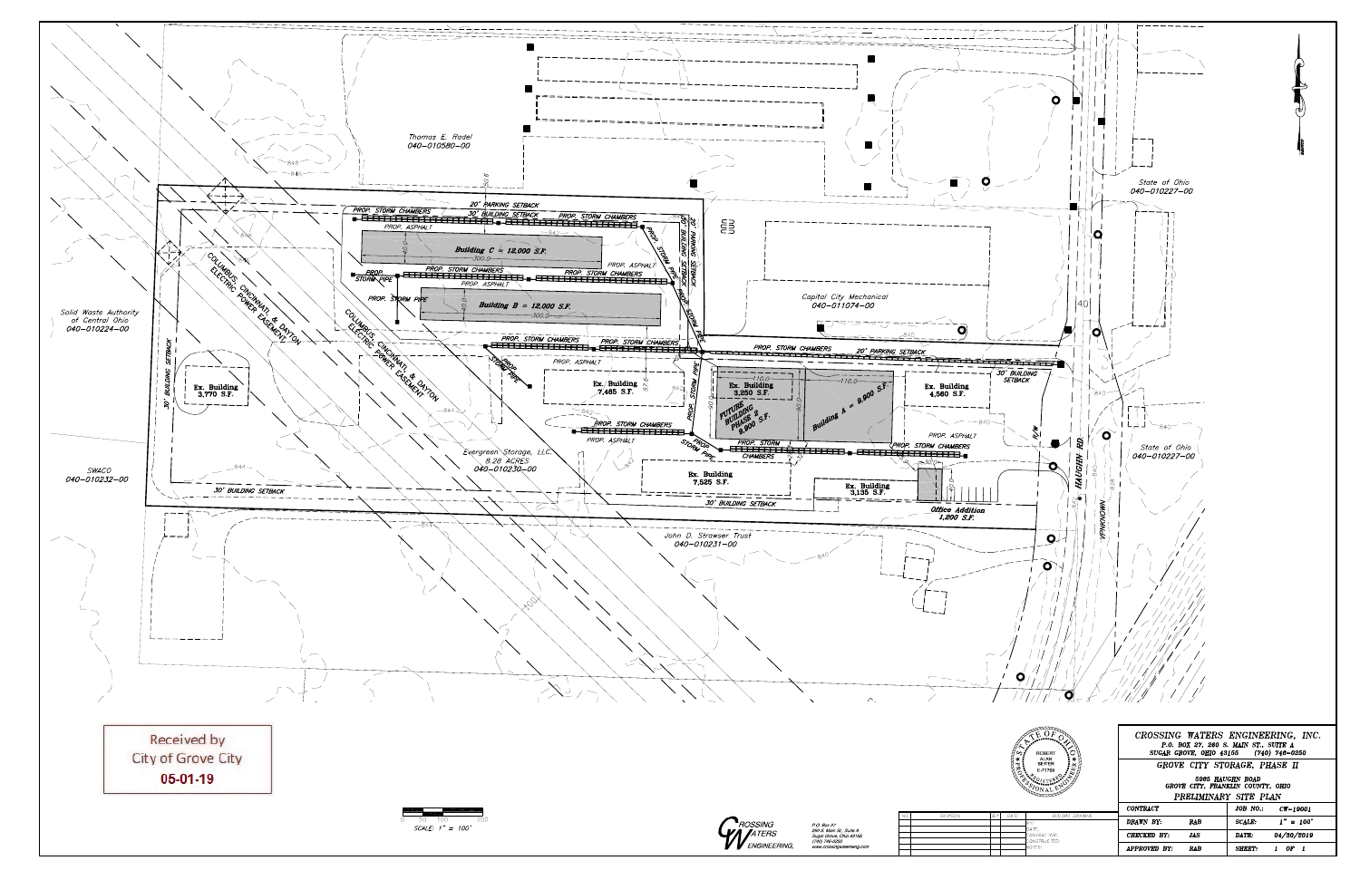Thomas E. Radel
040-010580-00

State of Ohio
040-010227-00

Solid Waste Authority of Central Ohio
040-010224-00

Capital City Mechanical
040-011074-00

20' PARKING SETBACK

30' BUILDING SETBACK

PROP. STORM CHAMBERS

PROP. ASPHALT

Building C = 12,000 S.F.

300.0

Building B = 12,000 S.F.

300.0

PROP. STORM PIPE

COLUMBUS, CINCINNATI, & DAYTON ELECTRIC POWER EASEMENT

COLUMBUS, CINCINNATI, & DAYTON ELECTRIC POWER EASEMENT

Ex. Building 3,770 S.F.

Ex. Building 7,485 S.F.

Ex. Building 3,250 S.F.

FUTURE BUILDING PHASE 2 9,900 S.F.

Building A = 9,900 S.F.

110.0

90.0

Ex. Building 4,560 S.F.

Ex. Building 7,525 S.F.

Ex. Building 3,135 S.F.

Office Addition 1,200 S.F.

Evergreen Storage, LLC.
8.28 ACRES
040-010230-00

SWACO
040-010232-00

State of Ohio
040-010227-00

John D. Strawser Trust
040-010231-00

HAUGHN RD

R/W

Received by
City of Grove City
05-01-19

SCALE: 1" = 100'

CROSSING WATERS ENGINEERING.

P.O. Box 27
260 S. Main St., Suite A
Sugar Grove, Ohio 43155
(740) 746-0250
www.crossingwatereng.com

STATE OF OHIO
ROBERT ALAN SEFER
E-71765
REGISTERED PROFESSIONAL ENGINEER

CROSSING WATERS ENGINEERING, INC.
P.O. BOX 27, 260 S. MAIN ST., SUITE A
SUGAR GROVE, OHIO 43155 (740) 746-0250

GROVE CITY STORAGE, PHASE II
5065 HAUGHN ROAD
GROVE CITY, FRANKLIN COUNTY, OHIO
PRELIMINARY SITE PLAN

| | | | |
|---|---|---|---|
| CONTRACT | | JOB NO.: | CW-19001 |
| DRAWN BY: | RAB | SCALE: | 1" = 100' |
| CHECKED BY: | JAS | DATE: | 04/30/2019 |
| APPROVED BY: | RAB | SHEET: | 1 OF 1 |